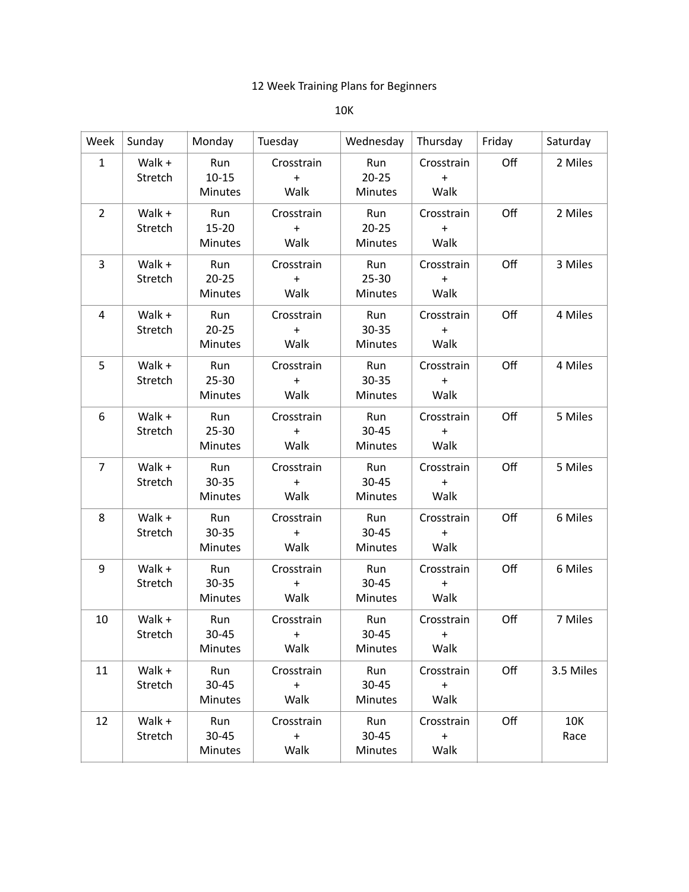# 12 Week Training Plans for Beginners

## 10K

| Week | Sunday | Monday | Tuesday | Wednesday | Thursday | Friday | Saturday |
|---|---|---|---|---|---|---|---|
| 1 | Walk + Stretch | Run 10-15 Minutes | Crosstrain + Walk | Run 20-25 Minutes | Crosstrain + Walk | Off | 2 Miles |
| 2 | Walk + Stretch | Run 15-20 Minutes | Crosstrain + Walk | Run 20-25 Minutes | Crosstrain + Walk | Off | 2 Miles |
| 3 | Walk + Stretch | Run 20-25 Minutes | Crosstrain + Walk | Run 25-30 Minutes | Crosstrain + Walk | Off | 3 Miles |
| 4 | Walk + Stretch | Run 20-25 Minutes | Crosstrain + Walk | Run 30-35 Minutes | Crosstrain + Walk | Off | 4 Miles |
| 5 | Walk + Stretch | Run 25-30 Minutes | Crosstrain + Walk | Run 30-35 Minutes | Crosstrain + Walk | Off | 4 Miles |
| 6 | Walk + Stretch | Run 25-30 Minutes | Crosstrain + Walk | Run 30-45 Minutes | Crosstrain + Walk | Off | 5 Miles |
| 7 | Walk + Stretch | Run 30-35 Minutes | Crosstrain + Walk | Run 30-45 Minutes | Crosstrain + Walk | Off | 5 Miles |
| 8 | Walk + Stretch | Run 30-35 Minutes | Crosstrain + Walk | Run 30-45 Minutes | Crosstrain + Walk | Off | 6 Miles |
| 9 | Walk + Stretch | Run 30-35 Minutes | Crosstrain + Walk | Run 30-45 Minutes | Crosstrain + Walk | Off | 6 Miles |
| 10 | Walk + Stretch | Run 30-45 Minutes | Crosstrain + Walk | Run 30-45 Minutes | Crosstrain + Walk | Off | 7 Miles |
| 11 | Walk + Stretch | Run 30-45 Minutes | Crosstrain + Walk | Run 30-45 Minutes | Crosstrain + Walk | Off | 3.5 Miles |
| 12 | Walk + Stretch | Run 30-45 Minutes | Crosstrain + Walk | Run 30-45 Minutes | Crosstrain + Walk | Off | 10K Race |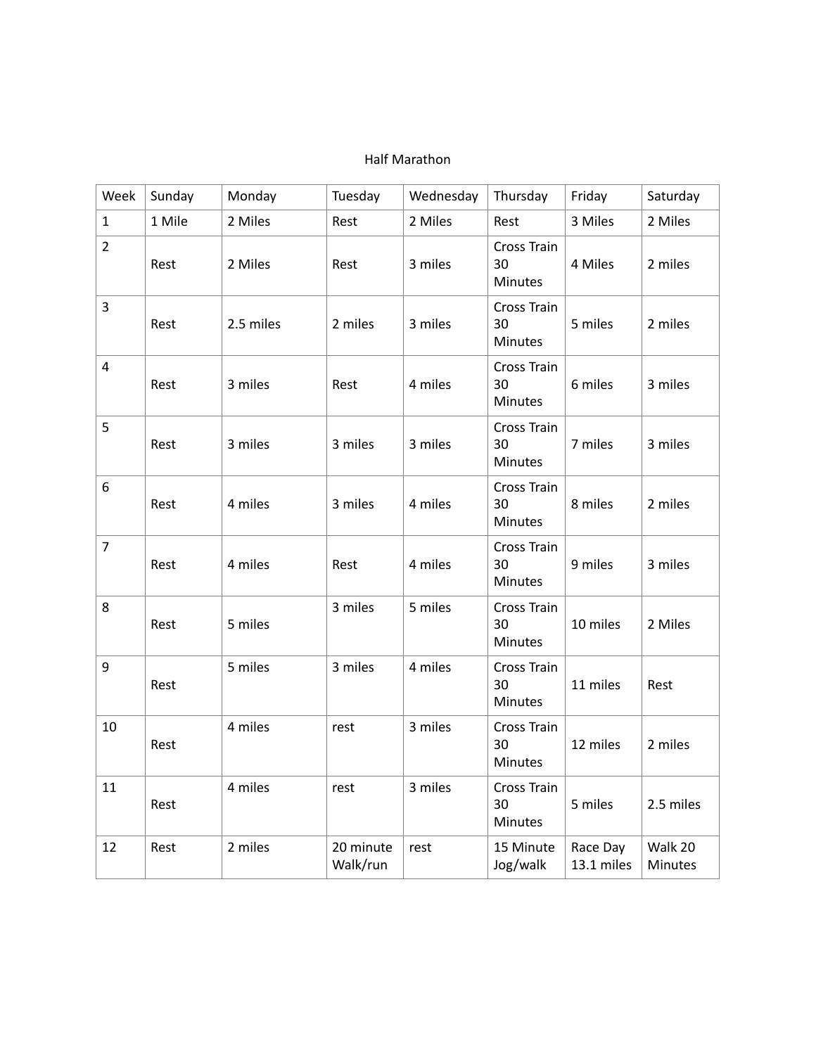Half Marathon

| Week | Sunday | Monday | Tuesday | Wednesday | Thursday | Friday | Saturday |
|---|---|---|---|---|---|---|---|
| 1 | 1 Mile | 2 Miles | Rest | 2 Miles | Rest | 3 Miles | 2 Miles |
| 2 | Rest | 2 Miles | Rest | 3 miles | Cross Train 30 Minutes | 4 Miles | 2 miles |
| 3 | Rest | 2.5 miles | 2 miles | 3 miles | Cross Train 30 Minutes | 5 miles | 2 miles |
| 4 | Rest | 3 miles | Rest | 4 miles | Cross Train 30 Minutes | 6 miles | 3 miles |
| 5 | Rest | 3 miles | 3 miles | 3 miles | Cross Train 30 Minutes | 7 miles | 3 miles |
| 6 | Rest | 4 miles | 3 miles | 4 miles | Cross Train 30 Minutes | 8 miles | 2 miles |
| 7 | Rest | 4 miles | Rest | 4 miles | Cross Train 30 Minutes | 9 miles | 3 miles |
| 8 | Rest | 5 miles | 3 miles | 5 miles | Cross Train 30 Minutes | 10 miles | 2 Miles |
| 9 | Rest | 5 miles | 3 miles | 4 miles | Cross Train 30 Minutes | 11 miles | Rest |
| 10 | Rest | 4 miles | rest | 3 miles | Cross Train 30 Minutes | 12 miles | 2 miles |
| 11 | Rest | 4 miles | rest | 3 miles | Cross Train 30 Minutes | 5 miles | 2.5 miles |
| 12 | Rest | 2 miles | 20 minute Walk/run | rest | 15 Minute Jog/walk | Race Day 13.1 miles | Walk 20 Minutes |